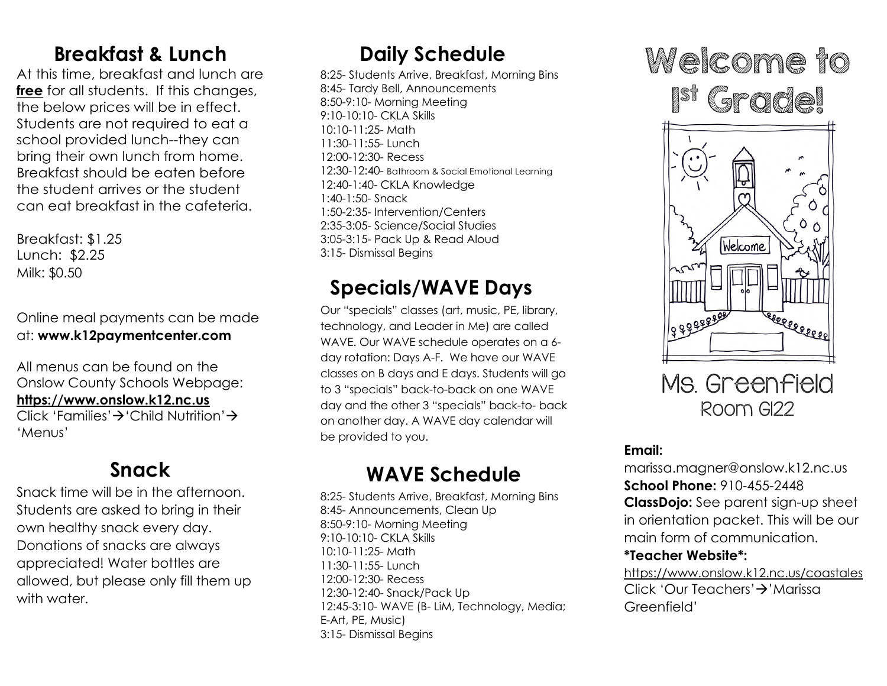## Breakfast & Lunch

At this time, breakfast and lunch are **free** for all students. If this changes, the below prices will be in effect. Students are not required to eat a school provided lunch--they can bring their own lunch from home. Breakfast should be eaten before the student arrives or the student can eat breakfast in the cafeteria.

Breakfast: $1.25
Lunch: $2.25
Milk: $0.50

Online meal payments can be made at: **www.k12paymentcenter.com**

All menus can be found on the Onslow County Schools Webpage: **https://www.onslow.k12.nc.us**
Click 'Families'→'Child Nutrition'→ 'Menus'

## Snack

Snack time will be in the afternoon. Students are asked to bring in their own healthy snack every day. Donations of snacks are always appreciated! Water bottles are allowed, but please only fill them up with water.

## Daily Schedule

8:25- Students Arrive, Breakfast, Morning Bins
8:45- Tardy Bell, Announcements
8:50-9:10- Morning Meeting
9:10-10:10- CKLA Skills
10:10-11:25- Math
11:30-11:55- Lunch
12:00-12:30- Recess
12:30-12:40- Bathroom & Social Emotional Learning
12:40-1:40- CKLA Knowledge
1:40-1:50- Snack
1:50-2:35- Intervention/Centers
2:35-3:05- Science/Social Studies
3:05-3:15- Pack Up & Read Aloud
3:15- Dismissal Begins

## Specials/WAVE Days

Our "specials" classes (art, music, PE, library, technology, and Leader in Me) are called WAVE. Our WAVE schedule operates on a 6-day rotation: Days A-F. We have our WAVE classes on B days and E days. Students will go to 3 "specials" back-to-back on one WAVE day and the other 3 "specials" back-to- back on another day. A WAVE day calendar will be provided to you.

## WAVE Schedule

8:25- Students Arrive, Breakfast, Morning Bins
8:45- Announcements, Clean Up
8:50-9:10- Morning Meeting
9:10-10:10- CKLA Skills
10:10-11:25- Math
11:30-11:55- Lunch
12:00-12:30- Recess
12:30-12:40- Snack/Pack Up
12:45-3:10- WAVE (B- LiM, Technology, Media; E-Art, PE, Music)
3:15- Dismissal Begins

# Welcome to 1st Grade!

Ms. Greenfield
Room G122

**Email:**
marissa.magner@onslow.k12.nc.us
**School Phone:** 910-455-2448
**ClassDojo:** See parent sign-up sheet in orientation packet. This will be our main form of communication.
***Teacher Website*:**
https://www.onslow.k12.nc.us/coastales
Click 'Our Teachers'→'Marissa Greenfield'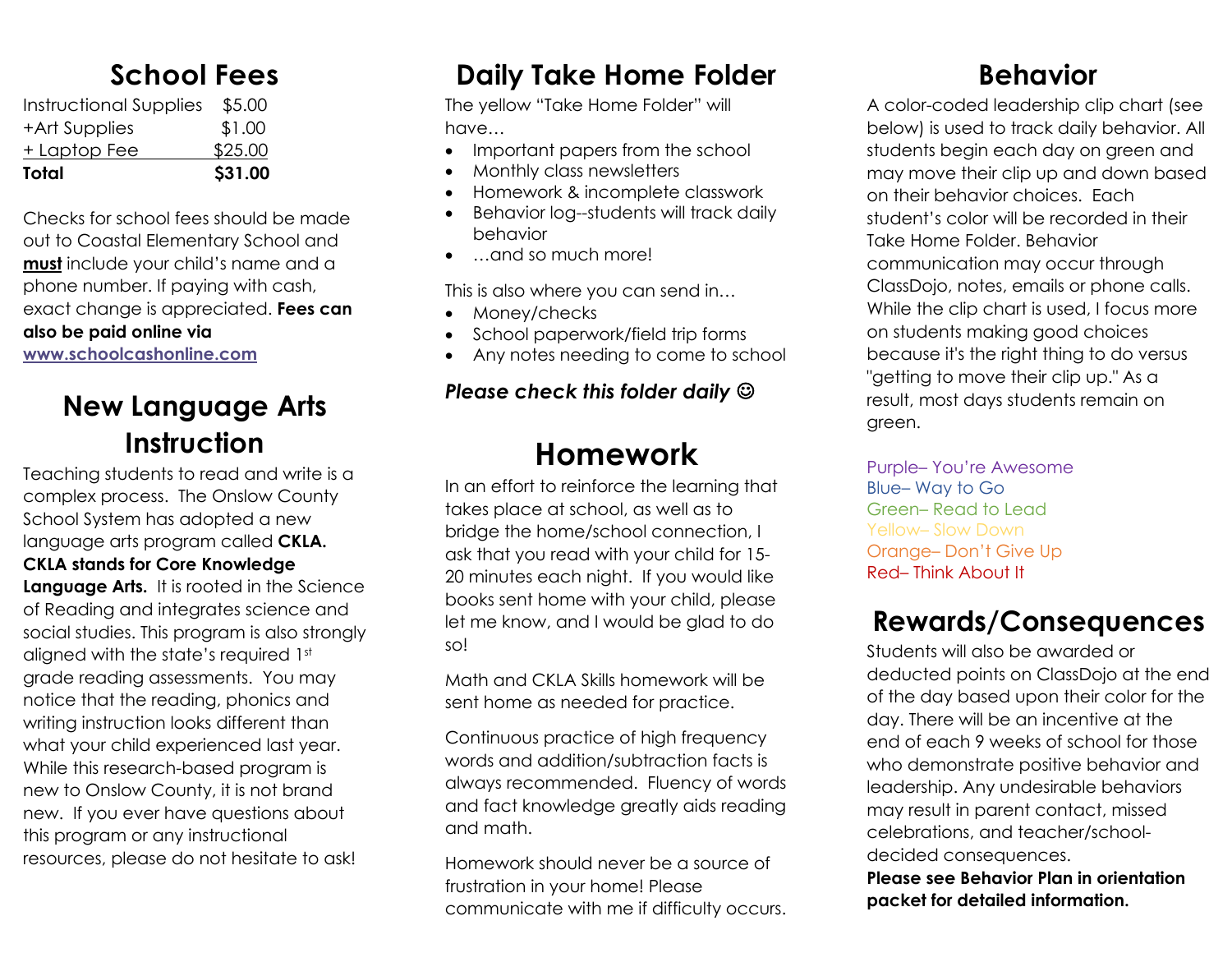## School Fees

| | |
|---|---|
| Instructional Supplies | $5.00 |
| +Art Supplies | $1.00 |
| + Laptop Fee | $25.00 |
| **Total** | **$31.00** |

Checks for school fees should be made out to Coastal Elementary School and **must** include your child's name and a phone number. If paying with cash, exact change is appreciated. **Fees can also be paid online via www.schoolcashonline.com**

## New Language Arts Instruction

Teaching students to read and write is a complex process. The Onslow County School System has adopted a new language arts program called **CKLA. CKLA stands for Core Knowledge Language Arts.** It is rooted in the Science of Reading and integrates science and social studies. This program is also strongly aligned with the state's required 1st grade reading assessments. You may notice that the reading, phonics and writing instruction looks different than what your child experienced last year. While this research-based program is new to Onslow County, it is not brand new. If you ever have questions about this program or any instructional resources, please do not hesitate to ask!

## Daily Take Home Folder

The yellow "Take Home Folder" will have…

- Important papers from the school
- Monthly class newsletters
- Homework & incomplete classwork
- Behavior log--students will track daily behavior
- …and so much more!

This is also where you can send in…

- Money/checks
- School paperwork/field trip forms
- Any notes needing to come to school

***Please check this folder daily ☺***

## Homework

In an effort to reinforce the learning that takes place at school, as well as to bridge the home/school connection, I ask that you read with your child for 15-20 minutes each night. If you would like books sent home with your child, please let me know, and I would be glad to do so!

Math and CKLA Skills homework will be sent home as needed for practice.

Continuous practice of high frequency words and addition/subtraction facts is always recommended. Fluency of words and fact knowledge greatly aids reading and math.

Homework should never be a source of frustration in your home! Please communicate with me if difficulty occurs.

## Behavior

A color-coded leadership clip chart (see below) is used to track daily behavior. All students begin each day on green and may move their clip up and down based on their behavior choices. Each student's color will be recorded in their Take Home Folder. Behavior communication may occur through ClassDojo, notes, emails or phone calls. While the clip chart is used, I focus more on students making good choices because it's the right thing to do versus "getting to move their clip up." As a result, most days students remain on green.

Purple– You're Awesome
Blue– Way to Go
Green– Read to Lead
Yellow– Slow Down
Orange– Don't Give Up
Red– Think About It

## Rewards/Consequences

Students will also be awarded or deducted points on ClassDojo at the end of the day based upon their color for the day. There will be an incentive at the end of each 9 weeks of school for those who demonstrate positive behavior and leadership. Any undesirable behaviors may result in parent contact, missed celebrations, and teacher/school-decided consequences.

**Please see Behavior Plan in orientation packet for detailed information.**